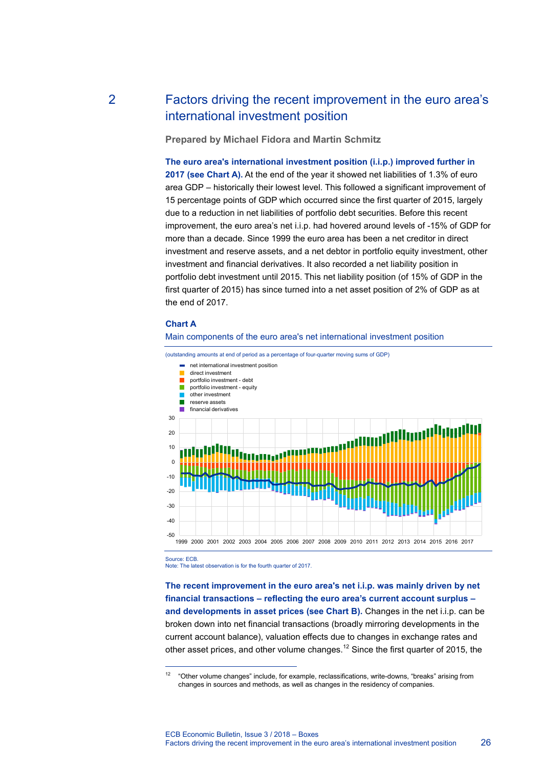## 2 Factors driving the recent improvement in the euro area's international investment position

**Prepared by Michael Fidora and Martin Schmitz**

**The euro area's international investment position (i.i.p.) improved further in 2017 (see Chart A).** At the end of the year it showed net liabilities of 1.3% of euro area GDP – historically their lowest level. This followed a significant improvement of 15 percentage points of GDP which occurred since the first quarter of 2015, largely due to a reduction in net liabilities of portfolio debt securities. Before this recent improvement, the euro area's net i.i.p. had hovered around levels of -15% of GDP for more than a decade. Since 1999 the euro area has been a net creditor in direct investment and reserve assets, and a net debtor in portfolio equity investment, other investment and financial derivatives. It also recorded a net liability position in portfolio debt investment until 2015. This net liability position (of 15% of GDP in the first quarter of 2015) has since turned into a net asset position of 2% of GDP as at the end of 2017.

**Chart A**

Main components of the euro area's net international investment position

(outstanding amounts at end of period as a percentage of four-quarter moving sums of GDP)

Source: ECB.
Note: The latest observation is for the fourth quarter of 2017.

**The recent improvement in the euro area's net i.i.p. was mainly driven by net financial transactions – reflecting the euro area's current account surplus – and developments in asset prices (see Chart B).** Changes in the net i.i.p. can be broken down into net financial transactions (broadly mirroring developments in the current account balance), valuation effects due to changes in exchange rates and other asset prices, and other volume changes.[12] Since the first quarter of 2015, the

[12] "Other volume changes" include, for example, reclassifications, write-downs, "breaks" arising from changes in sources and methods, as well as changes in the residency of companies.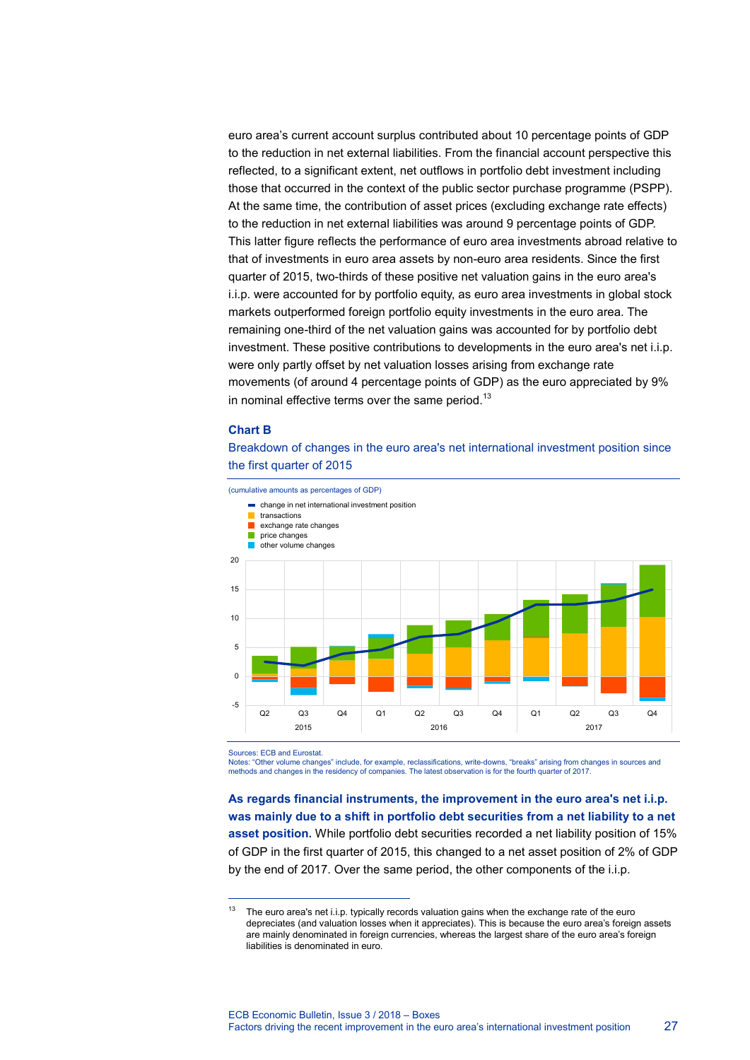euro area's current account surplus contributed about 10 percentage points of GDP to the reduction in net external liabilities. From the financial account perspective this reflected, to a significant extent, net outflows in portfolio debt investment including those that occurred in the context of the public sector purchase programme (PSPP). At the same time, the contribution of asset prices (excluding exchange rate effects) to the reduction in net external liabilities was around 9 percentage points of GDP. This latter figure reflects the performance of euro area investments abroad relative to that of investments in euro area assets by non-euro area residents. Since the first quarter of 2015, two-thirds of these positive net valuation gains in the euro area's i.i.p. were accounted for by portfolio equity, as euro area investments in global stock markets outperformed foreign portfolio equity investments in the euro area. The remaining one-third of the net valuation gains was accounted for by portfolio debt investment. These positive contributions to developments in the euro area's net i.i.p. were only partly offset by net valuation losses arising from exchange rate movements (of around 4 percentage points of GDP) as the euro appreciated by 9% in nominal effective terms over the same period.[13]

### Chart B

Breakdown of changes in the euro area's net international investment position since the first quarter of 2015

(cumulative amounts as percentages of GDP)

Sources: ECB and Eurostat.
Notes: "Other volume changes" include, for example, reclassifications, write-downs, "breaks" arising from changes in sources and methods and changes in the residency of companies. The latest observation is for the fourth quarter of 2017.

**As regards financial instruments, the improvement in the euro area's net i.i.p. was mainly due to a shift in portfolio debt securities from a net liability to a net asset position.** While portfolio debt securities recorded a net liability position of 15% of GDP in the first quarter of 2015, this changed to a net asset position of 2% of GDP by the end of 2017. Over the same period, the other components of the i.i.p.

[13] The euro area's net i.i.p. typically records valuation gains when the exchange rate of the euro depreciates (and valuation losses when it appreciates). This is because the euro area's foreign assets are mainly denominated in foreign currencies, whereas the largest share of the euro area's foreign liabilities is denominated in euro.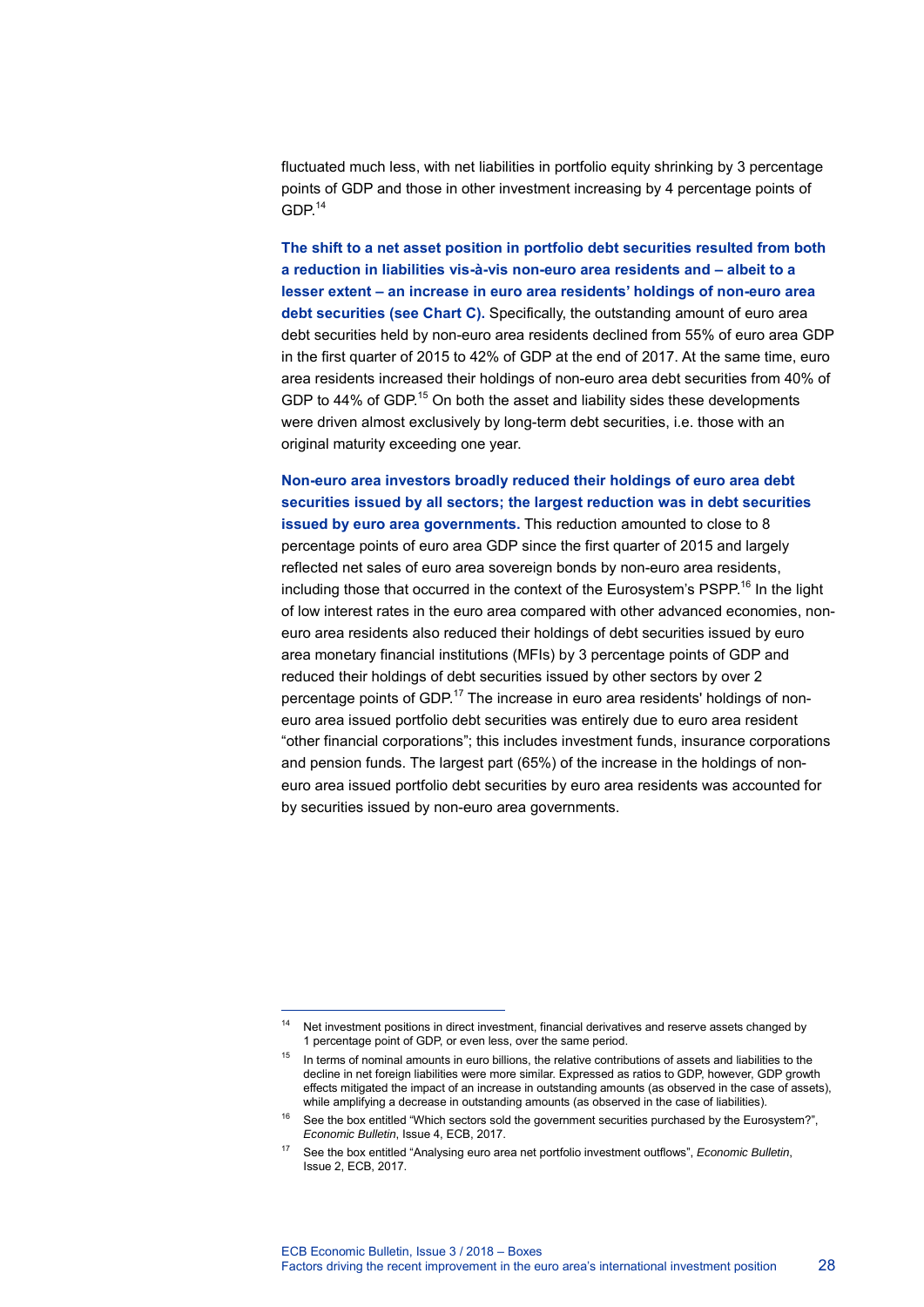fluctuated much less, with net liabilities in portfolio equity shrinking by 3 percentage points of GDP and those in other investment increasing by 4 percentage points of GDP.[14]

**The shift to a net asset position in portfolio debt securities resulted from both a reduction in liabilities vis-à-vis non-euro area residents and – albeit to a lesser extent – an increase in euro area residents' holdings of non-euro area debt securities (see Chart C).** Specifically, the outstanding amount of euro area debt securities held by non-euro area residents declined from 55% of euro area GDP in the first quarter of 2015 to 42% of GDP at the end of 2017. At the same time, euro area residents increased their holdings of non-euro area debt securities from 40% of GDP to 44% of GDP.[15] On both the asset and liability sides these developments were driven almost exclusively by long-term debt securities, i.e. those with an original maturity exceeding one year.

**Non-euro area investors broadly reduced their holdings of euro area debt securities issued by all sectors; the largest reduction was in debt securities issued by euro area governments.** This reduction amounted to close to 8 percentage points of euro area GDP since the first quarter of 2015 and largely reflected net sales of euro area sovereign bonds by non-euro area residents, including those that occurred in the context of the Eurosystem's PSPP.[16] In the light of low interest rates in the euro area compared with other advanced economies, non-euro area residents also reduced their holdings of debt securities issued by euro area monetary financial institutions (MFIs) by 3 percentage points of GDP and reduced their holdings of debt securities issued by other sectors by over 2 percentage points of GDP.[17] The increase in euro area residents' holdings of non-euro area issued portfolio debt securities was entirely due to euro area resident "other financial corporations"; this includes investment funds, insurance corporations and pension funds. The largest part (65%) of the increase in the holdings of non-euro area issued portfolio debt securities by euro area residents was accounted for by securities issued by non-euro area governments.

---

[14] Net investment positions in direct investment, financial derivatives and reserve assets changed by 1 percentage point of GDP, or even less, over the same period.

[15] In terms of nominal amounts in euro billions, the relative contributions of assets and liabilities to the decline in net foreign liabilities were more similar. Expressed as ratios to GDP, however, GDP growth effects mitigated the impact of an increase in outstanding amounts (as observed in the case of assets), while amplifying a decrease in outstanding amounts (as observed in the case of liabilities).

[16] See the box entitled "Which sectors sold the government securities purchased by the Eurosystem?", *Economic Bulletin*, Issue 4, ECB, 2017.

[17] See the box entitled "Analysing euro area net portfolio investment outflows", *Economic Bulletin*, Issue 2, ECB, 2017.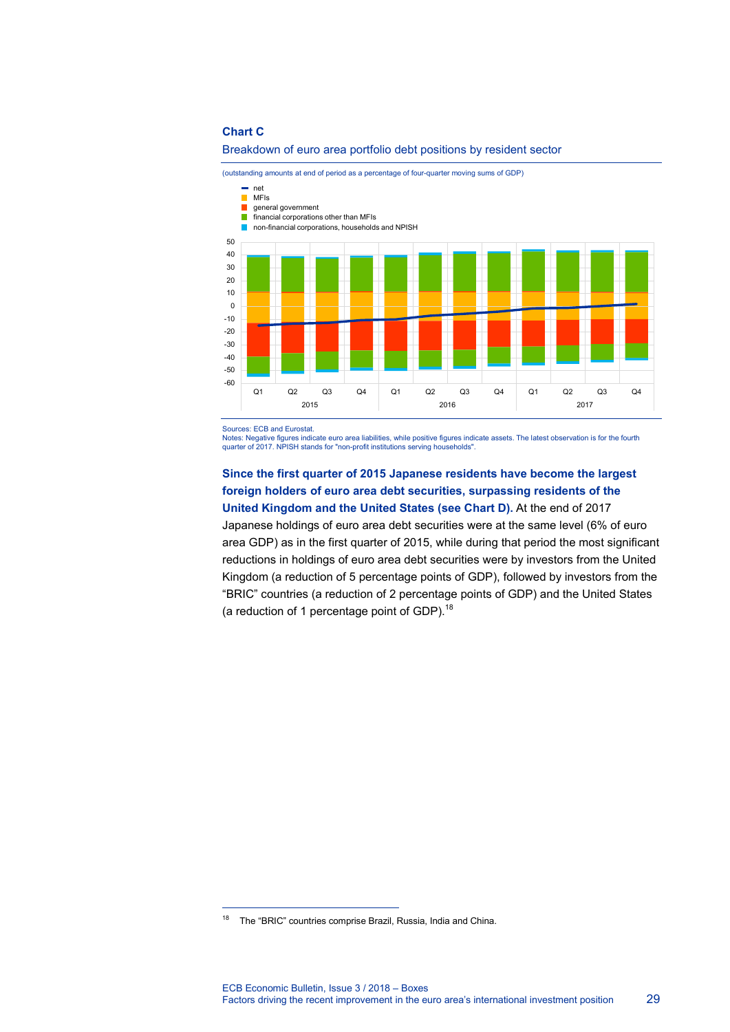**Chart C**

Breakdown of euro area portfolio debt positions by resident sector

(outstanding amounts at end of period as a percentage of four-quarter moving sums of GDP)

Sources: ECB and Eurostat.
Notes: Negative figures indicate euro area liabilities, while positive figures indicate assets. The latest observation is for the fourth quarter of 2017. NPISH stands for "non-profit institutions serving households".

**Since the first quarter of 2015 Japanese residents have become the largest foreign holders of euro area debt securities, surpassing residents of the United Kingdom and the United States (see Chart D).** At the end of 2017 Japanese holdings of euro area debt securities were at the same level (6% of euro area GDP) as in the first quarter of 2015, while during that period the most significant reductions in holdings of euro area debt securities were by investors from the United Kingdom (a reduction of 5 percentage points of GDP), followed by investors from the "BRIC" countries (a reduction of 2 percentage points of GDP) and the United States (a reduction of 1 percentage point of GDP).[18]

[18] The "BRIC" countries comprise Brazil, Russia, India and China.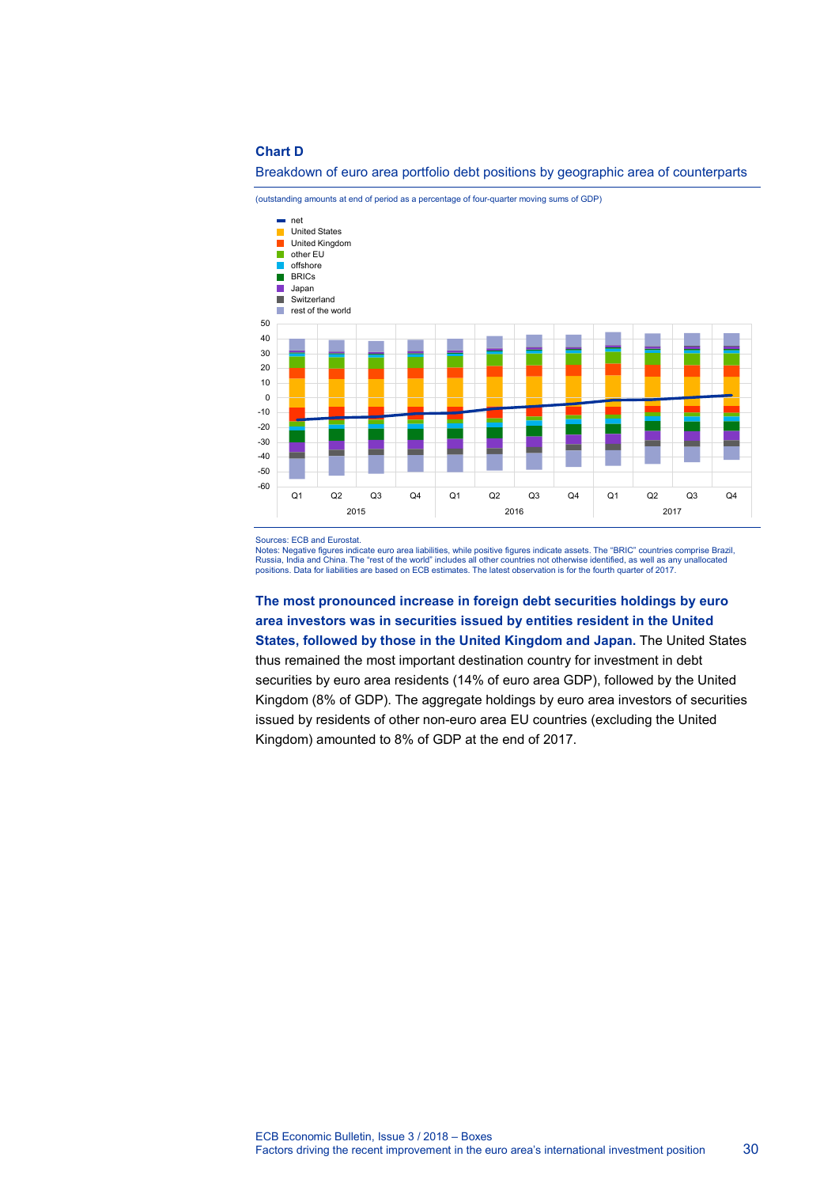**Chart D**

Breakdown of euro area portfolio debt positions by geographic area of counterparts

(outstanding amounts at end of period as a percentage of four-quarter moving sums of GDP)

net
United States
United Kingdom
other EU
offshore
BRICs
Japan
Switzerland
rest of the world

50
40
30
20
10
0
-10
-20
-30
-40
-50
-60

Q1 Q2 Q3 Q4 Q1 Q2 Q3 Q4 Q1 Q2 Q3 Q4
2015 2016 2017

Sources: ECB and Eurostat.
Notes: Negative figures indicate euro area liabilities, while positive figures indicate assets. The "BRIC" countries comprise Brazil, Russia, India and China. The "rest of the world" includes all other countries not otherwise identified, as well as any unallocated positions. Data for liabilities are based on ECB estimates. The latest observation is for the fourth quarter of 2017.

**The most pronounced increase in foreign debt securities holdings by euro area investors was in securities issued by entities resident in the United States, followed by those in the United Kingdom and Japan.** The United States thus remained the most important destination country for investment in debt securities by euro area residents (14% of euro area GDP), followed by the United Kingdom (8% of GDP). The aggregate holdings by euro area investors of securities issued by residents of other non-euro area EU countries (excluding the United Kingdom) amounted to 8% of GDP at the end of 2017.